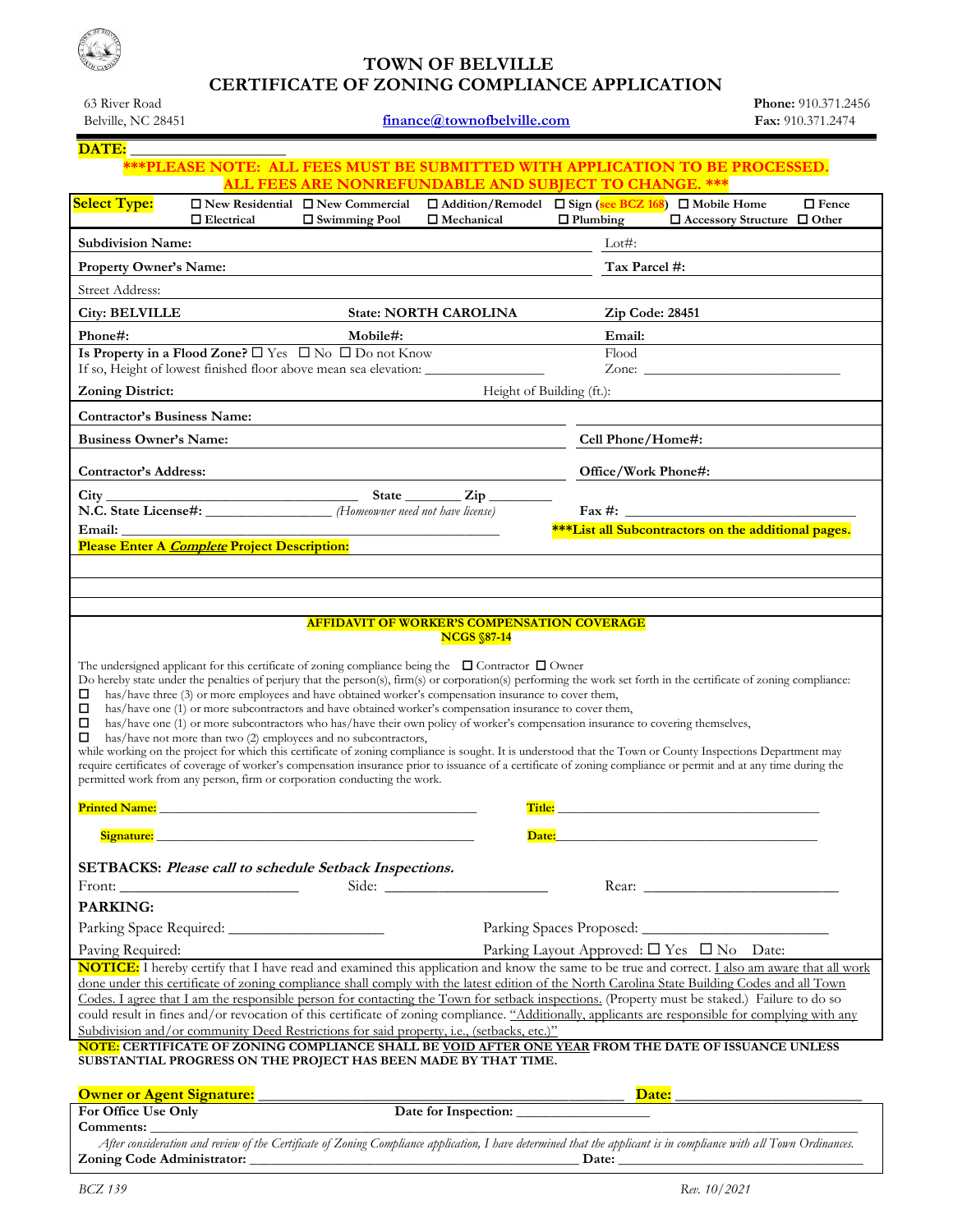# TOWN OF BELVILLE
## CERTIFICATE OF ZONING COMPLIANCE APPLICATION

63 River Road
Belville, NC 28451

finance@townofbelville.com

**Phone:** 910.371.2456
**Fax:** 910.371.2474

**DATE:** ____________________

**\*\*\*PLEASE NOTE: ALL FEES MUST BE SUBMITTED WITH APPLICATION TO BE PROCESSED. ALL FEES ARE NONREFUNDABLE AND SUBJECT TO CHANGE. \*\*\***

**Select Type:** ☐ New Residential ☐ New Commercial ☐ Addition/Remodel ☐ Sign (see BCZ 168) ☐ Mobile Home ☐ Fence ☐ Electrical ☐ Swimming Pool ☐ Mechanical ☐ Plumbing ☐ Accessory Structure ☐ Other

| | | |
|---|---|---|
| **Subdivision Name:** | | Lot#: |
| **Property Owner's Name:** | | **Tax Parcel #:** |
| Street Address: | | |
| **City: BELVILLE** | **State: NORTH CAROLINA** | **Zip Code: 28451** |
| **Phone#:** | **Mobile#:** | **Email:** |
| **Is Property in a Flood Zone?** ☐ Yes ☐ No ☐ Do not Know<br>If so, Height of lowest finished floor above mean sea elevation: ____________ | | Flood Zone: ____________ |
| **Zoning District:** | Height of Building (ft.): | |
| **Contractor's Business Name:** | | |
| **Business Owner's Name:** | | **Cell Phone/Home#:** |
| **Contractor's Address:** | | **Office/Work Phone#:** |

**City** ________________ **State** ______ **Zip** ________
**N.C. State License#:** ____________ *(Homeowner need not have license)*
**Fax #:** ____________
**Email:** ____________
**\*\*\*List all Subcontractors on the additional pages.**

**Please Enter A *Complete* Project Description:**

_______________________________________________

_______________________________________________

_______________________________________________

### AFFIDAVIT OF WORKER'S COMPENSATION COVERAGE
### NCGS §87-14

The undersigned applicant for this certificate of zoning compliance being the ☐ Contractor ☐ Owner
Do hereby state under the penalties of perjury that the person(s), firm(s) or corporation(s) performing the work set forth in the certificate of zoning compliance:

- ☐ has/have three (3) or more employees and have obtained worker's compensation insurance to cover them,
- ☐ has/have one (1) or more subcontractors and have obtained worker's compensation insurance to cover them,
- ☐ has/have one (1) or more subcontractors who has/have their own policy of worker's compensation insurance to covering themselves,
- ☐ has/have not more than two (2) employees and no subcontractors,

while working on the project for which this certificate of zoning compliance is sought. It is understood that the Town or County Inspections Department may require certificates of coverage of worker's compensation insurance prior to issuance of a certificate of zoning compliance or permit and at any time during the permitted work from any person, firm or corporation conducting the work.

**Printed Name:** ______________________ **Title:** ______________________

**Signature:** ______________________ **Date:** ______________________

**SETBACKS:** ***Please call to schedule Setback Inspections.***

Front: ____________ Side: ____________ Rear: ____________

**PARKING:**

Parking Space Required: ____________ Parking Spaces Proposed: ____________

Paving Required: Parking Layout Approved: ☐ Yes ☐ No Date:

**NOTICE:** I hereby certify that I have read and examined this application and know the same to be true and correct. I also am aware that all work done under this certificate of zoning compliance shall comply with the latest edition of the North Carolina State Building Codes and all Town Codes. I agree that I am the responsible person for contacting the Town for setback inspections. (Property must be staked.) Failure to do so could result in fines and/or revocation of this certificate of zoning compliance. "Additionally, applicants are responsible for complying with any Subdivision and/or community Deed Restrictions for said property, i.e., (setbacks, etc.)"

**NOTE: CERTIFICATE OF ZONING COMPLIANCE SHALL BE VOID AFTER ONE YEAR FROM THE DATE OF ISSUANCE UNLESS SUBSTANTIAL PROGRESS ON THE PROJECT HAS BEEN MADE BY THAT TIME.**

**Owner or Agent Signature:** ______________________ **Date:** ______________

**For Office Use Only** **Date for Inspection:** ______________
**Comments:** ______________________________________________

*After consideration and review of the Certificate of Zoning Compliance application, I have determined that the applicant is in compliance with all Town Ordinances.*

**Zoning Code Administrator:** ______________________ **Date:** ______________

*BCZ 139* *Rev. 10/2021*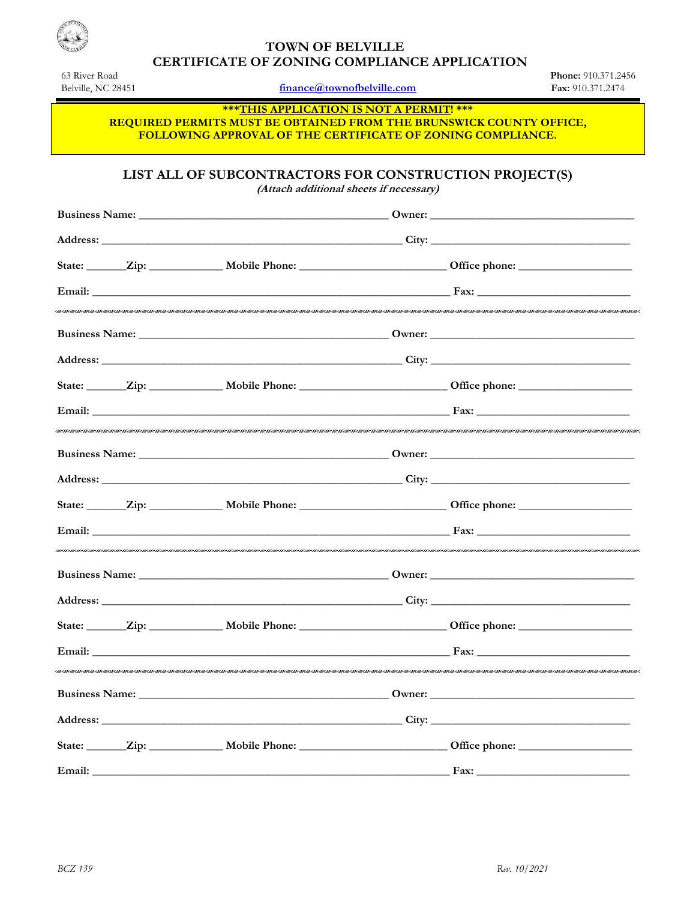# TOWN OF BELVILLE
## CERTIFICATE OF ZONING COMPLIANCE APPLICATION

63 River Road
Belville, NC 28451

finance@townofbelville.com

**Phone:** 910.371.2456
**Fax:** 910.371.2474

**\*\*\*THIS APPLICATION IS NOT A PERMIT! \*\*\***
**REQUIRED PERMITS MUST BE OBTAINED FROM THE BRUNSWICK COUNTY OFFICE, FOLLOWING APPROVAL OF THE CERTIFICATE OF ZONING COMPLIANCE.**

## LIST ALL OF SUBCONTRACTORS FOR CONSTRUCTION PROJECT(S)

***(Attach additional sheets if necessary)***

**Business Name:** ___________________________ **Owner:** ___________________________

**Address:** ___________________________ **City:** ___________________________

**State:** _______ **Zip:** ___________ **Mobile Phone:** ___________________ **Office phone:** ___________________

**Email:** ___________________________ **Fax:** ___________________________

---

**Business Name:** ___________________________ **Owner:** ___________________________

**Address:** ___________________________ **City:** ___________________________

**State:** _______ **Zip:** ___________ **Mobile Phone:** ___________________ **Office phone:** ___________________

**Email:** ___________________________ **Fax:** ___________________________

---

**Business Name:** ___________________________ **Owner:** ___________________________

**Address:** ___________________________ **City:** ___________________________

**State:** _______ **Zip:** ___________ **Mobile Phone:** ___________________ **Office phone:** ___________________

**Email:** ___________________________ **Fax:** ___________________________

---

**Business Name:** ___________________________ **Owner:** ___________________________

**Address:** ___________________________ **City:** ___________________________

**State:** _______ **Zip:** ___________ **Mobile Phone:** ___________________ **Office phone:** ___________________

**Email:** ___________________________ **Fax:** ___________________________

---

**Business Name:** ___________________________ **Owner:** ___________________________

**Address:** ___________________________ **City:** ___________________________

**State:** _______ **Zip:** ___________ **Mobile Phone:** ___________________ **Office phone:** ___________________

**Email:** ___________________________ **Fax:** ___________________________

*BCZ 139* *Rev. 10/2021*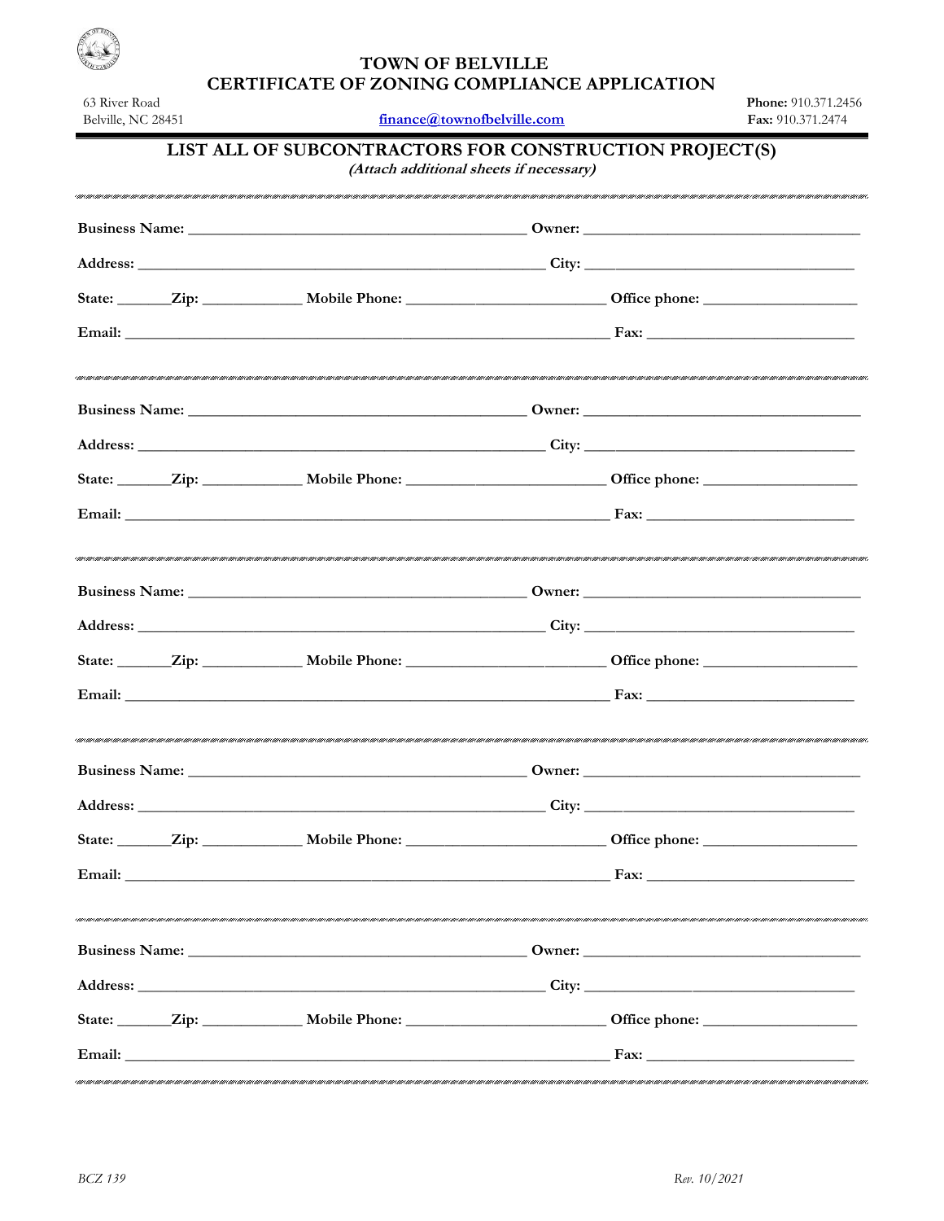# TOWN OF BELVILLE
## CERTIFICATE OF ZONING COMPLIANCE APPLICATION

63 River Road
Belville, NC 28451

finance@townofbelville.com

**Phone:** 910.371.2456
**Fax:** 910.371.2474

## LIST ALL OF SUBCONTRACTORS FOR CONSTRUCTION PROJECT(S)

***(Attach additional sheets if necessary)***

---

**Business Name:** ____________________ **Owner:** ____________________

**Address:** ____________________ **City:** ____________________

**State:** _______ **Zip:** _____________ **Mobile Phone:** ____________________ **Office phone:** ____________________

**Email:** ____________________ **Fax:** ____________________

---

**Business Name:** ____________________ **Owner:** ____________________

**Address:** ____________________ **City:** ____________________

**State:** _______ **Zip:** _____________ **Mobile Phone:** ____________________ **Office phone:** ____________________

**Email:** ____________________ **Fax:** ____________________

---

**Business Name:** ____________________ **Owner:** ____________________

**Address:** ____________________ **City:** ____________________

**State:** _______ **Zip:** _____________ **Mobile Phone:** ____________________ **Office phone:** ____________________

**Email:** ____________________ **Fax:** ____________________

---

**Business Name:** ____________________ **Owner:** ____________________

**Address:** ____________________ **City:** ____________________

**State:** _______ **Zip:** _____________ **Mobile Phone:** ____________________ **Office phone:** ____________________

**Email:** ____________________ **Fax:** ____________________

---

**Business Name:** ____________________ **Owner:** ____________________

**Address:** ____________________ **City:** ____________________

**State:** _______ **Zip:** _____________ **Mobile Phone:** ____________________ **Office phone:** ____________________

**Email:** ____________________ **Fax:** ____________________

---

*BCZ 139*

*Rev. 10/2021*